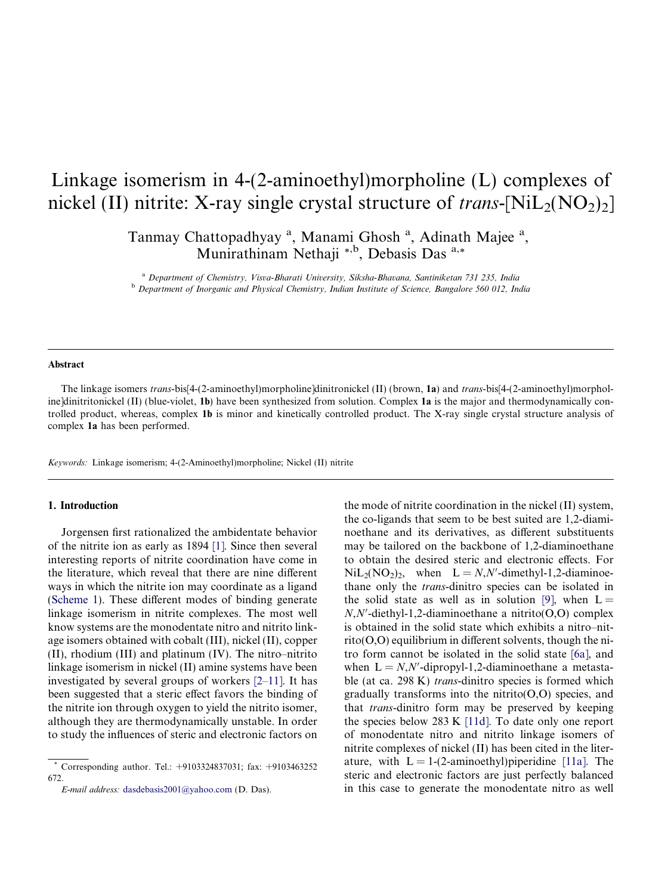# Linkage isomerism in 4-(2-aminoethyl)morpholine (L) complexes of nickel (II) nitrite: X-ray single crystal structure of *trans*-[$NiL_2(NO_2)_2$]

Tanmay Chattopadhyay [a], Manami Ghosh [a], Adinath Majee [a], Munirathinam Nethaji [*,b], Debasis Das [a,*]

[a] *Department of Chemistry, Visva-Bharati University, Siksha-Bhavana, Santiniketan 731 235, India*

[b] *Department of Inorganic and Physical Chemistry, Indian Institute of Science, Bangalore 560 012, India*

---

### Abstract

The linkage isomers *trans*-bis[4-(2-aminoethyl)morpholine]dinitronickel (II) (brown, **1a**) and *trans*-bis[4-(2-aminoethyl)morpholine]dinitritonickel (II) (blue-violet, **1b**) have been synthesized from solution. Complex **1a** is the major and thermodynamically controlled product, whereas, complex **1b** is minor and kinetically controlled product. The X-ray single crystal structure analysis of complex **1a** has been performed.

*Keywords:* Linkage isomerism; 4-(2-Aminoethyl)morpholine; Nickel (II) nitrite

---

## 1. Introduction

Jorgensen first rationalized the ambidentate behavior of the nitrite ion as early as 1894 [1]. Since then several interesting reports of nitrite coordination have come in the literature, which reveal that there are nine different ways in which the nitrite ion may coordinate as a ligand (Scheme 1). These different modes of binding generate linkage isomerism in nitrite complexes. The most well know systems are the monodentate nitro and nitrito linkage isomers obtained with cobalt (III), nickel (II), copper (II), rhodium (III) and platinum (IV). The nitro–nitrito linkage isomerism in nickel (II) amine systems have been investigated by several groups of workers [2–11]. It has been suggested that a steric effect favors the binding of the nitrite ion through oxygen to yield the nitrito isomer, although they are thermodynamically unstable. In order to study the influences of steric and electronic factors on the mode of nitrite coordination in the nickel (II) system, the co-ligands that seem to be best suited are 1,2-diaminoethane and its derivatives, as different substituents may be tailored on the backbone of 1,2-diaminoethane to obtain the desired steric and electronic effects. For $NiL_2(NO_2)_2$, when L = *N*,*N*′-dimethyl-1,2-diaminoethane only the *trans*-dinitro species can be isolated in the solid state as well as in solution [9], when L = *N*,*N*′-diethyl-1,2-diaminoethane a nitrito(O,O) complex is obtained in the solid state which exhibits a nitro–nitrito(O,O) equilibrium in different solvents, though the nitro form cannot be isolated in the solid state [6a], and when L = *N*,*N*′-dipropyl-1,2-diaminoethane a metastable (at ca. 298 K) *trans*-dinitro species is formed which gradually transforms into the nitrito(O,O) species, and that *trans*-dinitro form may be preserved by keeping the species below 283 K [11d]. To date only one report of monodentate nitro and nitrito linkage isomers of nitrite complexes of nickel (II) has been cited in the literature, with L = 1-(2-aminoethyl)piperidine [11a]. The steric and electronic factors are just perfectly balanced in this case to generate the monodentate nitro as well

---

\* Corresponding author. Tel.: +9103324837031; fax: +9103463252672.

*E-mail address:* dasdebasis2001@yahoo.com (D. Das).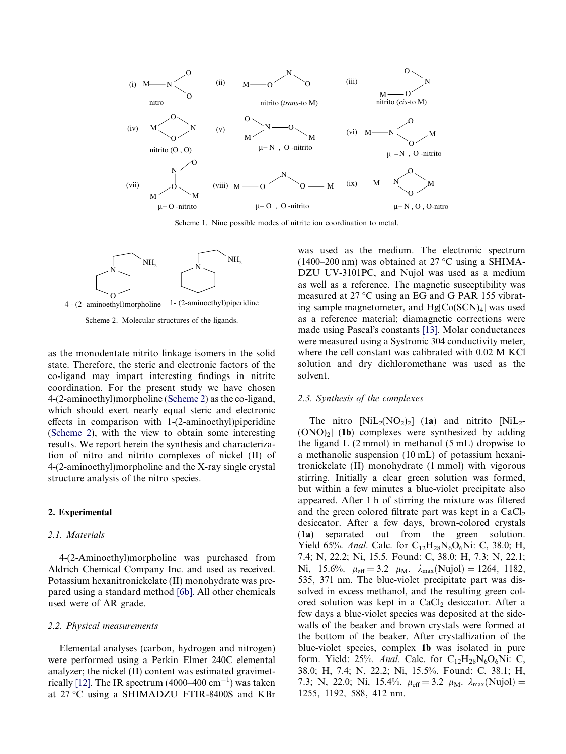Scheme 1. Nine possible modes of nitrite ion coordination to metal.

Scheme 2. Molecular structures of the ligands.

as the monodentate nitrito linkage isomers in the solid state. Therefore, the steric and electronic factors of the co-ligand may impart interesting findings in nitrite coordination. For the present study we have chosen 4-(2-aminoethyl)morpholine (Scheme 2) as the co-ligand, which should exert nearly equal steric and electronic effects in comparison with 1-(2-aminoethyl)piperidine (Scheme 2), with the view to obtain some interesting results. We report herein the synthesis and characterization of nitro and nitrito complexes of nickel (II) of 4-(2-aminoethyl)morpholine and the X-ray single crystal structure analysis of the nitro species.

## 2. Experimental

### 2.1. Materials

4-(2-Aminoethyl)morpholine was purchased from Aldrich Chemical Company Inc. and used as received. Potassium hexanitronickelate (II) monohydrate was prepared using a standard method [6b]. All other chemicals used were of AR grade.

### 2.2. Physical measurements

Elemental analyses (carbon, hydrogen and nitrogen) were performed using a Perkin–Elmer 240C elemental analyzer; the nickel (II) content was estimated gravimetrically [12]. The IR spectrum (4000–400 $cm^{-1}$) was taken at 27 °C using a SHIMADZU FTIR-8400S and KBr was used as the medium. The electronic spectrum (1400–200 nm) was obtained at 27 °C using a SHIMADZU UV-3101PC, and Nujol was used as a medium as well as a reference. The magnetic susceptibility was measured at 27 °C using an EG and G PAR 155 vibrating sample magnetometer, and $Hg[Co(SCN)_4]$ was used as a reference material; diamagnetic corrections were made using Pascal's constants [13]. Molar conductances were measured using a Systronic 304 conductivity meter, where the cell constant was calibrated with 0.02 M KCl solution and dry dichloromethane was used as the solvent.

### 2.3. Synthesis of the complexes

The nitro $[NiL_2(NO_2)_2]$ (**1a**) and nitrito $[NiL_2(ONO)_2]$ (**1b**) complexes were synthesized by adding the ligand L (2 mmol) in methanol (5 mL) dropwise to a methanolic suspension (10 mL) of potassium hexanitronickelate (II) monohydrate (1 mmol) with vigorous stirring. Initially a clear green solution was formed, but within a few minutes a blue-violet precipitate also appeared. After 1 h of stirring the mixture was filtered and the green colored filtrate part was kept in a $CaCl_2$ desiccator. After a few days, brown-colored crystals (**1a**) separated out from the green solution. Yield 65%. *Anal*. Calc. for $C_{12}H_{28}N_6O_6Ni$: C, 38.0; H, 7.4; N, 22.2; Ni, 15.5. Found: C, 38.0; H, 7.3; N, 22.1; Ni, 15.6%. $\mu_{eff} = 3.2$ $\mu_M$. $\lambda_{max}$(Nujol) = 1264, 1182, 535, 371 nm. The blue-violet precipitate part was dissolved in excess methanol, and the resulting green colored solution was kept in a $CaCl_2$ desiccator. After a few days a blue-violet species was deposited at the side-walls of the beaker and brown crystals were formed at the bottom of the beaker. After crystallization of the blue-violet species, complex **1b** was isolated in pure form. Yield: 25%. *Anal*. Calc. for $C_{12}H_{28}N_6O_6Ni$: C, 38.0; H, 7.4; N, 22.2; Ni, 15.5%. Found: C, 38.1; H, 7.3; N, 22.0; Ni, 15.4%. $\mu_{eff} = 3.2$ $\mu_M$. $\lambda_{max}$(Nujol) = 1255, 1192, 588, 412 nm.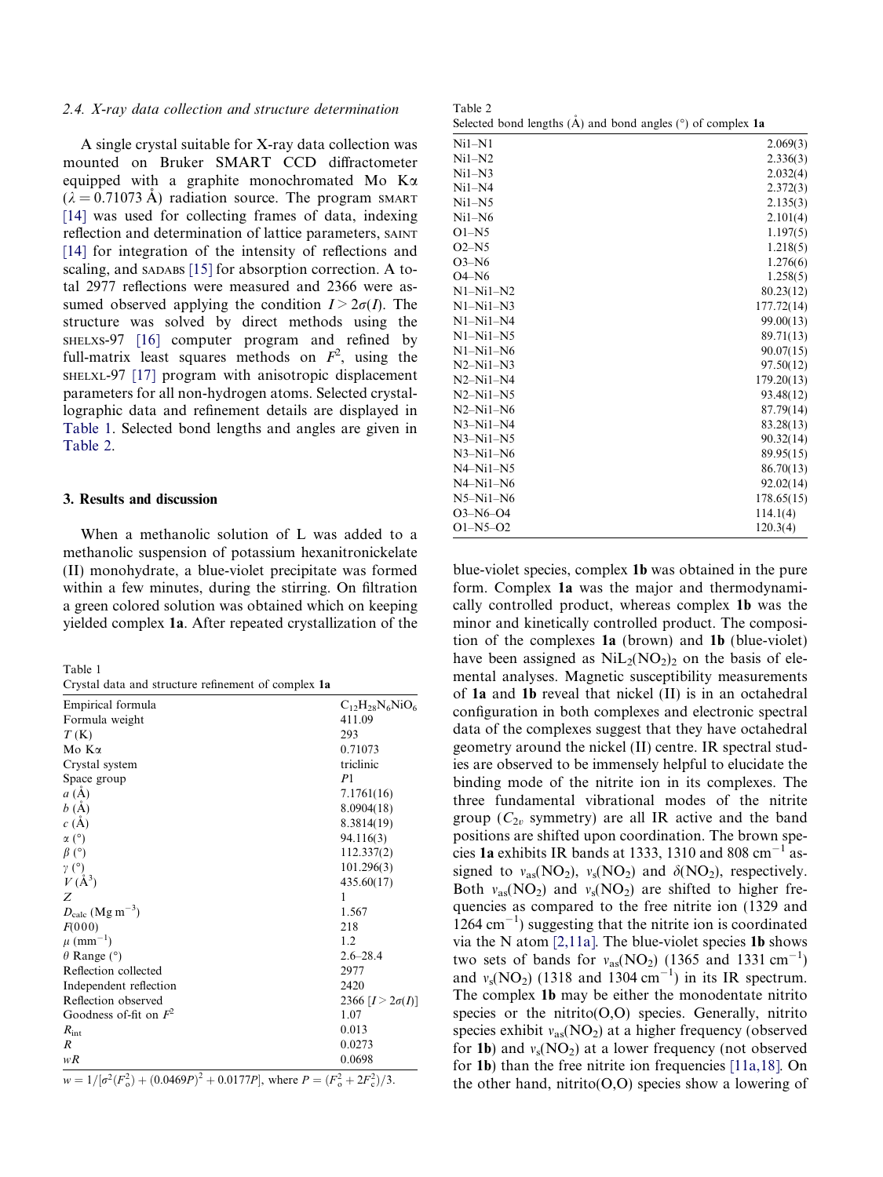### 2.4. X-ray data collection and structure determination

A single crystal suitable for X-ray data collection was mounted on Bruker SMART CCD diffractometer equipped with a graphite monochromated Mo K$\alpha$ ($\lambda = 0.71073$ Å) radiation source. The program SMART [14] was used for collecting frames of data, indexing reflection and determination of lattice parameters, SAINT [14] for integration of the intensity of reflections and scaling, and SADABS [15] for absorption correction. A total 2977 reflections were measured and 2366 were assumed observed applying the condition $I > 2\sigma(I)$. The structure was solved by direct methods using the SHELXS-97 [16] computer program and refined by full-matrix least squares methods on $F^2$, using the SHELXL-97 [17] program with anisotropic displacement parameters for all non-hydrogen atoms. Selected crystallographic data and refinement details are displayed in Table 1. Selected bond lengths and angles are given in Table 2.

## 3. Results and discussion

When a methanolic solution of L was added to a methanolic suspension of potassium hexanitronickelate (II) monohydrate, a blue-violet precipitate was formed within a few minutes, during the stirring. On filtration a green colored solution was obtained which on keeping yielded complex **1a**. After repeated crystallization of the blue-violet species, complex **1b** was obtained in the pure form. Complex **1a** was the major and thermodynamically controlled product, whereas complex **1b** was the minor and kinetically controlled product. The composition of the complexes **1a** (brown) and **1b** (blue-violet) have been assigned as $NiL_2(NO_2)_2$ on the basis of elemental analyses. Magnetic susceptibility measurements of **1a** and **1b** reveal that nickel (II) is in an octahedral configuration in both complexes and electronic spectral data of the complexes suggest that they have octahedral geometry around the nickel (II) centre. IR spectral studies are observed to be immensely helpful to elucidate the binding mode of the nitrite ion in its complexes. The three fundamental vibrational modes of the nitrite group ($C_{2v}$ symmetry) are all IR active and the band positions are shifted upon coordination. The brown species **1a** exhibits IR bands at 1333, 1310 and 808 cm$^{-1}$ assigned to $\nu_{as}(NO_2)$, $\nu_s(NO_2)$ and $\delta(NO_2)$, respectively. Both $\nu_{as}(NO_2)$ and $\nu_s(NO_2)$ are shifted to higher frequencies as compared to the free nitrite ion (1329 and 1264 cm$^{-1}$) suggesting that the nitrite ion is coordinated via the N atom [2,11a]. The blue-violet species **1b** shows two sets of bands for $\nu_{as}(NO_2)$ (1365 and 1331 cm$^{-1}$) and $\nu_s(NO_2)$ (1318 and 1304 cm$^{-1}$) in its IR spectrum. The complex **1b** may be either the monodentate nitrito species or the nitrito(O,O) species. Generally, nitrito species exhibit $\nu_{as}(NO_2)$ at a higher frequency (observed for **1b**) and $\nu_s(NO_2)$ at a lower frequency (not observed for **1b**) than the free nitrite ion frequencies [11a,18]. On the other hand, nitrito(O,O) species show a lowering of

Table 1
Crystal data and structure refinement of complex **1a**

| | |
|---|---|
| Empirical formula | $C_{12}H_{28}N_6NiO_6$ |
| Formula weight | 411.09 |
| $T$ (K) | 293 |
| Mo K$\alpha$ | 0.71073 |
| Crystal system | triclinic |
| Space group | $P1$ |
| $a$ (Å) | 7.1761(16) |
| $b$ (Å) | 8.0904(18) |
| $c$ (Å) | 8.3814(19) |
| $\alpha$ (°) | 94.116(3) |
| $\beta$ (°) | 112.337(2) |
| $\gamma$ (°) | 101.296(3) |
| $V$ (Å$^3$) | 435.60(17) |
| $Z$ | 1 |
| $D_{calc}$ (Mg m$^{-3}$) | 1.567 |
| $F(000)$ | 218 |
| $\mu$ (mm$^{-1}$) | 1.2 |
| $\theta$ Range (°) | 2.6–28.4 |
| Reflection collected | 2977 |
| Independent reflection | 2420 |
| Reflection observed | 2366 [$I > 2\sigma(I)$] |
| Goodness of-fit on $F^2$ | 1.07 |
| $R_{int}$ | 0.013 |
| $R$ | 0.0273 |
| $wR$ | 0.0698 |

$w = 1/[\sigma^2(F_o^2) + (0.0469P)^2 + 0.0177P]$, where $P = (F_o^2 + 2F_c^2)/3$.

Table 2
Selected bond lengths (Å) and bond angles (°) of complex **1a**

| | |
|---|---|
| Ni1–N1 | 2.069(3) |
| Ni1–N2 | 2.336(3) |
| Ni1–N3 | 2.032(4) |
| Ni1–N4 | 2.372(3) |
| Ni1–N5 | 2.135(3) |
| Ni1–N6 | 2.101(4) |
| O1–N5 | 1.197(5) |
| O2–N5 | 1.218(5) |
| O3–N6 | 1.276(6) |
| O4–N6 | 1.258(5) |
| N1–Ni1–N2 | 80.23(12) |
| N1–Ni1–N3 | 177.72(14) |
| N1–Ni1–N4 | 99.00(13) |
| N1–Ni1–N5 | 89.71(13) |
| N1–Ni1–N6 | 90.07(15) |
| N2–Ni1–N3 | 97.50(12) |
| N2–Ni1–N4 | 179.20(13) |
| N2–Ni1–N5 | 93.48(12) |
| N2–Ni1–N6 | 87.79(14) |
| N3–Ni1–N4 | 83.28(13) |
| N3–Ni1–N5 | 90.32(14) |
| N3–Ni1–N6 | 89.95(15) |
| N4–Ni1–N5 | 86.70(13) |
| N4–Ni1–N6 | 92.02(14) |
| N5–Ni1–N6 | 178.65(15) |
| O3–N6–O4 | 114.1(4) |
| O1–N5–O2 | 120.3(4) |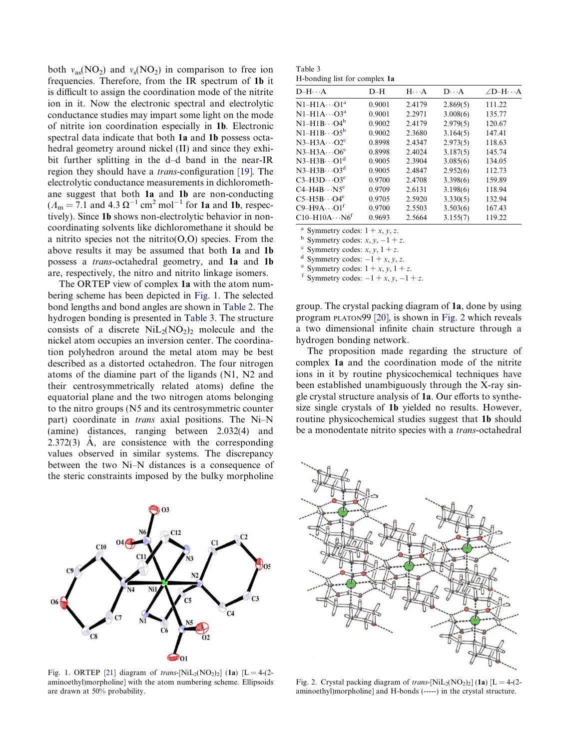both $\nu_{as}(NO_2)$ and $\nu_s(NO_2)$ in comparison to free ion frequencies. Therefore, from the IR spectrum of **1b** it is difficult to assign the coordination mode of the nitrite ion in it. Now the electronic spectral and electrolytic conductance studies may impart some light on the mode of nitrite ion coordination especially in **1b**. Electronic spectral data indicate that both **1a** and **1b** possess octahedral geometry around nickel (II) and since they exhibit further splitting in the d–d band in the near-IR region they should have a *trans*-configuration [19]. The electrolytic conductance measurements in dichloromethane suggest that both **1a** and **1b** are non-conducting ($\Lambda_m = 7.1$ and $4.3\ \Omega^{-1}\ cm^2\ mol^{-1}$ for **1a** and **1b**, respectively). Since **1b** shows non-electrolytic behavior in non-coordinating solvents like dichloromethane it should be a nitrito species not the nitrito(O,O) species. From the above results it may be assumed that both **1a** and **1b** possess a *trans*-octahedral geometry, and **1a** and **1b** are, respectively, the nitro and nitrito linkage isomers.

The ORTEP view of complex **1a** with the atom numbering scheme has been depicted in Fig. 1. The selected bond lengths and bond angles are shown in Table 2. The hydrogen bonding is presented in Table 3. The structure consists of a discrete $NiL_2(NO_2)_2$ molecule and the nickel atom occupies an inversion center. The coordination polyhedron around the metal atom may be best described as a distorted octahedron. The four nitrogen atoms of the diamine part of the ligands (N1, N2 and their centrosymmetrically related atoms) define the equatorial plane and the two nitrogen atoms belonging to the nitro groups (N5 and its centrosymmetric counter part) coordinate in *trans* axial positions. The Ni–N (amine) distances, ranging between 2.032(4) and 2.372(3) Å, are consistence with the corresponding values observed in similar systems. The discrepancy between the two Ni–N distances is a consequence of the steric constraints imposed by the bulky morpholine group. The crystal packing diagram of **1a**, done by using program PLATON99 [20], is shown in Fig. 2 which reveals a two dimensional infinite chain structure through a hydrogen bonding network.

Table 3
H-bonding list for complex **1a**

| D–H···A | D–H | H···A | D···A | ∠D–H···A |
|---|---|---|---|---|
| N1–H1A···O1[a] | 0.9001 | 2.4179 | 2.869(5) | 111.22 |
| N1–H1A···O3[a] | 0.9001 | 2.2971 | 3.008(6) | 135.77 |
| N1–H1B···O4[b] | 0.9002 | 2.4179 | 2.979(5) | 120.67 |
| N1–H1B···O5[b] | 0.9002 | 2.3680 | 3.164(5) | 147.41 |
| N3–H3A···O2[c] | 0.8998 | 2.4347 | 2.973(5) | 118.63 |
| N3–H3A···O6[c] | 0.8998 | 2.4024 | 3.187(5) | 145.74 |
| N3–H3B···O1[d] | 0.9005 | 2.3904 | 3.085(6) | 134.05 |
| N3–H3B···O3[d] | 0.9005 | 2.4847 | 2.952(6) | 112.73 |
| C3–H3D···O3[e] | 0.9700 | 2.4708 | 3.398(6) | 159.89 |
| C4–H4B···N5[e] | 0.9709 | 2.6131 | 3.198(6) | 118.94 |
| C5–H5B···O4[e] | 0.9705 | 2.5920 | 3.330(5) | 132.94 |
| C9–H9A···O1[f] | 0.9700 | 2.5503 | 3.503(6) | 167.43 |
| C10–H10A···N6[f] | 0.9693 | 2.5664 | 3.155(7) | 119.22 |

[a] Symmetry codes: $1+x, y, z$.
[b] Symmetry codes: $x, y, -1+z$.
[c] Symmetry codes: $x, y, 1+z$.
[d] Symmetry codes: $-1+x, y, z$.
[e] Symmetry codes: $1+x, y, 1+z$.
[f] Symmetry codes: $-1+x, y, -1+z$.

The proposition made regarding the structure of complex **1a** and the coordination mode of the nitrite ions in it by routine physicochemical techniques have been established unambiguously through the X-ray single crystal structure analysis of **1a**. Our efforts to synthesize single crystals of **1b** yielded no results. However, routine physicochemical studies suggest that **1b** should be a monodentate nitrito species with a *trans*-octahedral

Fig. 1. ORTEP [21] diagram of *trans*-$[NiL_2(NO_2)_2]$ (**1a**) [L = 4-(2-aminoethyl)morpholine] with the atom numbering scheme. Ellipsoids are drawn at 50% probability.

Fig. 2. Crystal packing diagram of *trans*-$[NiL_2(NO_2)_2]$ (**1a**) [L = 4-(2-aminoethyl)morpholine] and H-bonds (-----) in the crystal structure.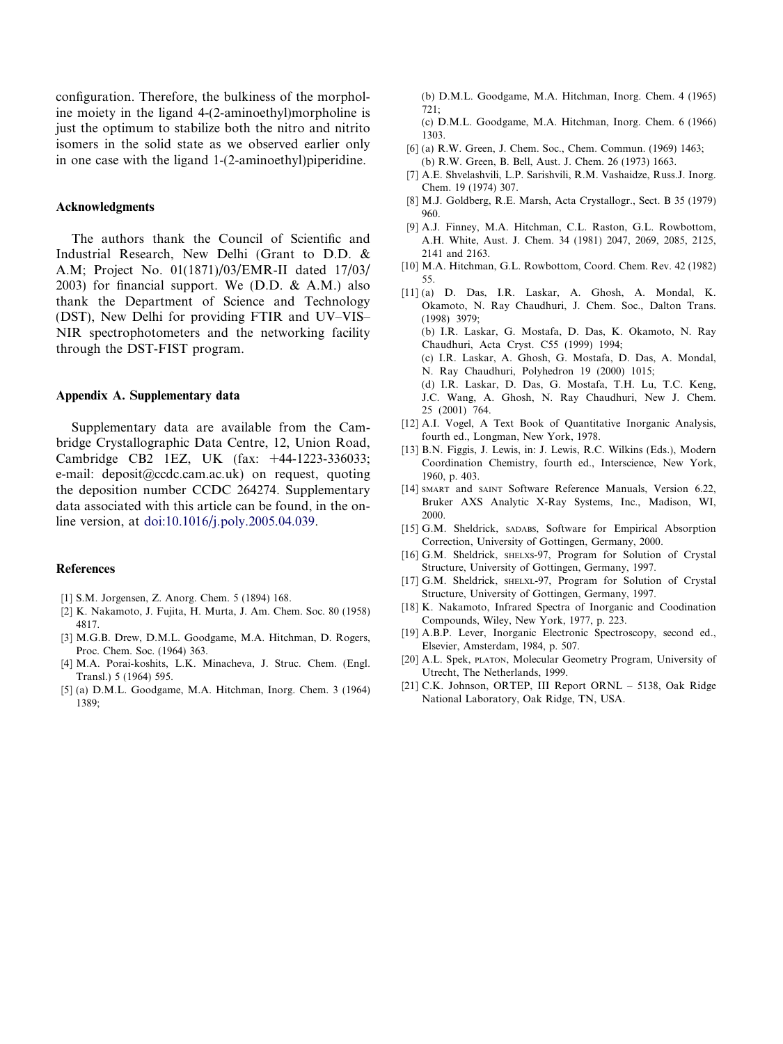configuration. Therefore, the bulkiness of the morpholine moiety in the ligand 4-(2-aminoethyl)morpholine is just the optimum to stabilize both the nitro and nitrito isomers in the solid state as we observed earlier only in one case with the ligand 1-(2-aminoethyl)piperidine.

## Acknowledgments

The authors thank the Council of Scientific and Industrial Research, New Delhi (Grant to D.D. & A.M; Project No. 01(1871)/03/EMR-II dated 17/03/2003) for financial support. We (D.D. & A.M.) also thank the Department of Science and Technology (DST), New Delhi for providing FTIR and UV–VIS–NIR spectrophotometers and the networking facility through the DST-FIST program.

## Appendix A. Supplementary data

Supplementary data are available from the Cambridge Crystallographic Data Centre, 12, Union Road, Cambridge CB2 1EZ, UK (fax: +44-1223-336033; e-mail: deposit@ccdc.cam.ac.uk) on request, quoting the deposition number CCDC 264274. Supplementary data associated with this article can be found, in the online version, at doi:10.1016/j.poly.2005.04.039.

## References

[1] S.M. Jorgensen, Z. Anorg. Chem. 5 (1894) 168.

[2] K. Nakamoto, J. Fujita, H. Murta, J. Am. Chem. Soc. 80 (1958) 4817.

[3] M.G.B. Drew, D.M.L. Goodgame, M.A. Hitchman, D. Rogers, Proc. Chem. Soc. (1964) 363.

[4] M.A. Porai-koshits, L.K. Minacheva, J. Struc. Chem. (Engl. Transl.) 5 (1964) 595.

[5] (a) D.M.L. Goodgame, M.A. Hitchman, Inorg. Chem. 3 (1964) 1389;
(b) D.M.L. Goodgame, M.A. Hitchman, Inorg. Chem. 4 (1965) 721;
(c) D.M.L. Goodgame, M.A. Hitchman, Inorg. Chem. 6 (1966) 1303.

[6] (a) R.W. Green, J. Chem. Soc., Chem. Commun. (1969) 1463;
(b) R.W. Green, B. Bell, Aust. J. Chem. 26 (1973) 1663.

[7] A.E. Shvelashvili, L.P. Sarishvili, R.M. Vashaidze, Russ.J. Inorg. Chem. 19 (1974) 307.

[8] M.J. Goldberg, R.E. Marsh, Acta Crystallogr., Sect. B 35 (1979) 960.

[9] A.J. Finney, M.A. Hitchman, C.L. Raston, G.L. Rowbottom, A.H. White, Aust. J. Chem. 34 (1981) 2047, 2069, 2085, 2125, 2141 and 2163.

[10] M.A. Hitchman, G.L. Rowbottom, Coord. Chem. Rev. 42 (1982) 55.

[11] (a) D. Das, I.R. Laskar, A. Ghosh, A. Mondal, K. Okamoto, N. Ray Chaudhuri, J. Chem. Soc., Dalton Trans. (1998) 3979;
(b) I.R. Laskar, G. Mostafa, D. Das, K. Okamoto, N. Ray Chaudhuri, Acta Cryst. C55 (1999) 1994;
(c) I.R. Laskar, A. Ghosh, G. Mostafa, D. Das, A. Mondal, N. Ray Chaudhuri, Polyhedron 19 (2000) 1015;
(d) I.R. Laskar, D. Das, G. Mostafa, T.H. Lu, T.C. Keng, J.C. Wang, A. Ghosh, N. Ray Chaudhuri, New J. Chem. 25 (2001) 764.

[12] A.I. Vogel, A Text Book of Quantitative Inorganic Analysis, fourth ed., Longman, New York, 1978.

[13] B.N. Figgis, J. Lewis, in: J. Lewis, R.C. Wilkins (Eds.), Modern Coordination Chemistry, fourth ed., Interscience, New York, 1960, p. 403.

[14] SMART and SAINT Software Reference Manuals, Version 6.22, Bruker AXS Analytic X-Ray Systems, Inc., Madison, WI, 2000.

[15] G.M. Sheldrick, SADABS, Software for Empirical Absorption Correction, University of Gottingen, Germany, 2000.

[16] G.M. Sheldrick, SHELXS-97, Program for Solution of Crystal Structure, University of Gottingen, Germany, 1997.

[17] G.M. Sheldrick, SHELXL-97, Program for Solution of Crystal Structure, University of Gottingen, Germany, 1997.

[18] K. Nakamoto, Infrared Spectra of Inorganic and Coodination Compounds, Wiley, New York, 1977, p. 223.

[19] A.B.P. Lever, Inorganic Electronic Spectroscopy, second ed., Elsevier, Amsterdam, 1984, p. 507.

[20] A.L. Spek, PLATON, Molecular Geometry Program, University of Utrecht, The Netherlands, 1999.

[21] C.K. Johnson, ORTEP, III Report ORNL – 5138, Oak Ridge National Laboratory, Oak Ridge, TN, USA.